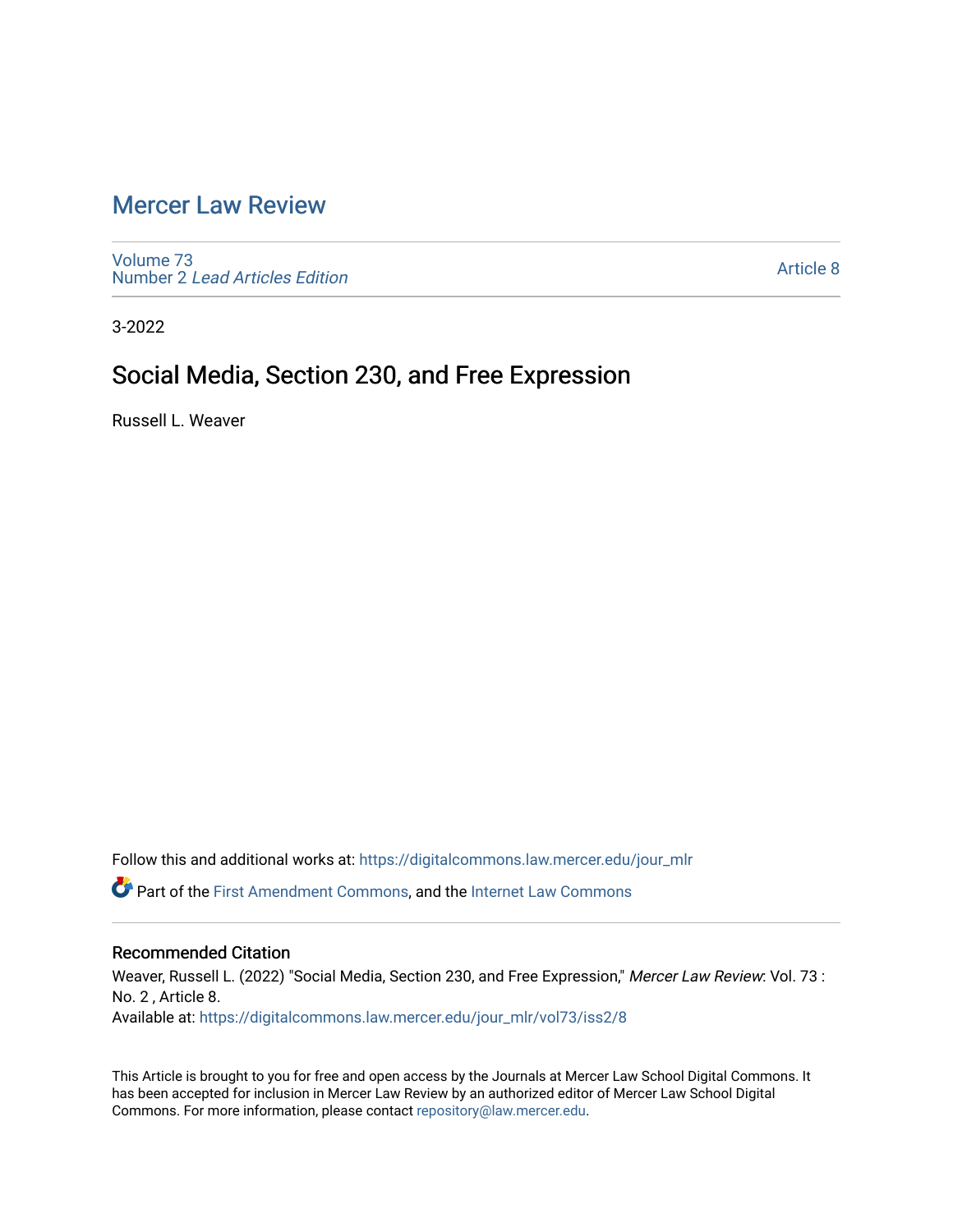# Mercer Law Review

Volume 73
Number 2 *Lead Articles Edition*

Article 8

3-2022

## Social Media, Section 230, and Free Expression

Russell L. Weaver

Follow this and additional works at: https://digitalcommons.law.mercer.edu/jour_mlr

Part of the First Amendment Commons, and the Internet Law Commons

### Recommended Citation

Weaver, Russell L. (2022) "Social Media, Section 230, and Free Expression," *Mercer Law Review*: Vol. 73 : No. 2 , Article 8.
Available at: https://digitalcommons.law.mercer.edu/jour_mlr/vol73/iss2/8

This Article is brought to you for free and open access by the Journals at Mercer Law School Digital Commons. It has been accepted for inclusion in Mercer Law Review by an authorized editor of Mercer Law School Digital Commons. For more information, please contact repository@law.mercer.edu.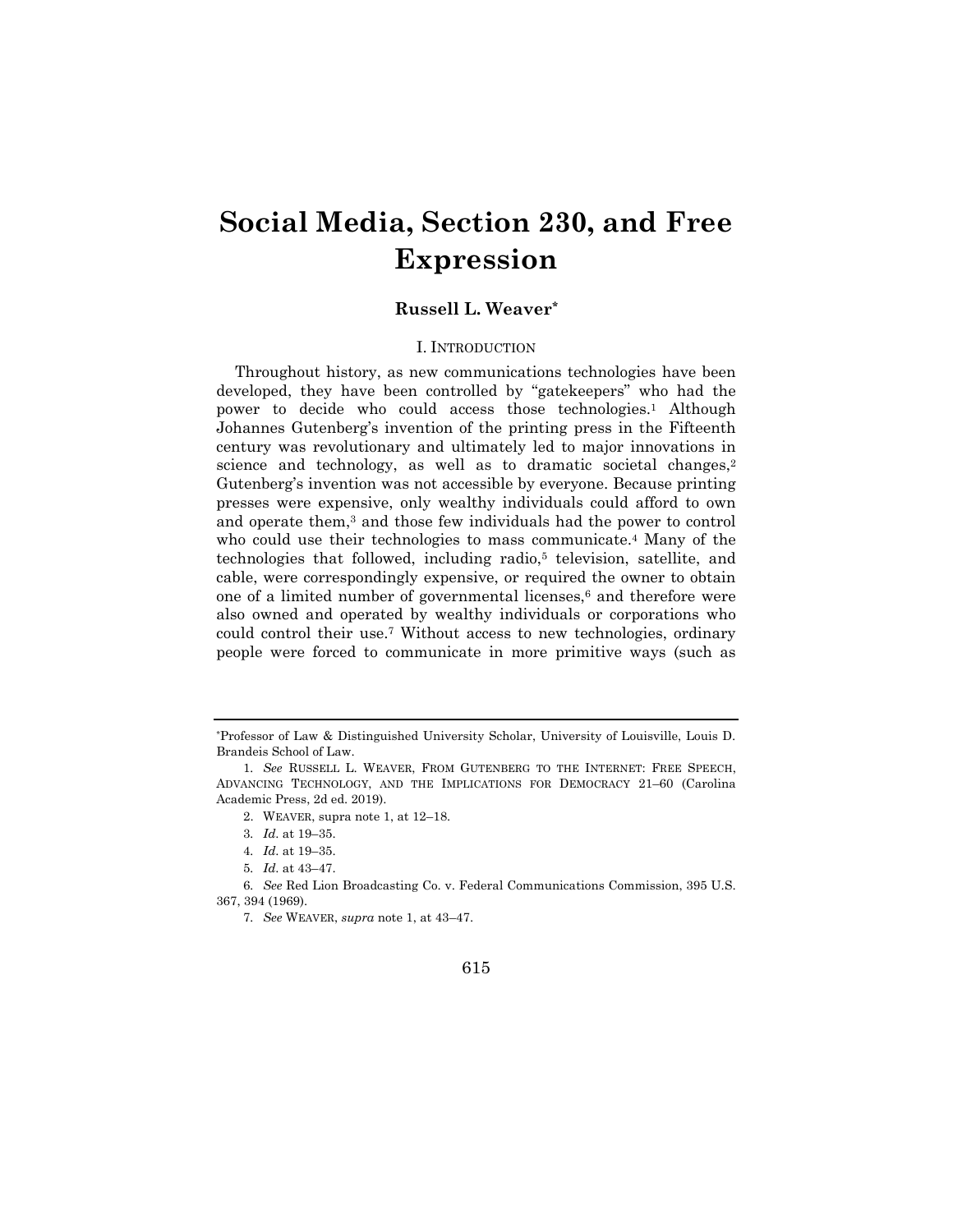# Social Media, Section 230, and Free Expression

**Russell L. Weaver***

## I. INTRODUCTION

Throughout history, as new communications technologies have been developed, they have been controlled by "gatekeepers" who had the power to decide who could access those technologies.[1] Although Johannes Gutenberg's invention of the printing press in the Fifteenth century was revolutionary and ultimately led to major innovations in science and technology, as well as to dramatic societal changes,[2] Gutenberg's invention was not accessible by everyone. Because printing presses were expensive, only wealthy individuals could afford to own and operate them,[3] and those few individuals had the power to control who could use their technologies to mass communicate.[4] Many of the technologies that followed, including radio,[5] television, satellite, and cable, were correspondingly expensive, or required the owner to obtain one of a limited number of governmental licenses,[6] and therefore were also owned and operated by wealthy individuals or corporations who could control their use.[7] Without access to new technologies, ordinary people were forced to communicate in more primitive ways (such as

---

*Professor of Law & Distinguished University Scholar, University of Louisville, Louis D. Brandeis School of Law.

1. *See* RUSSELL L. WEAVER, FROM GUTENBERG TO THE INTERNET: FREE SPEECH, ADVANCING TECHNOLOGY, AND THE IMPLICATIONS FOR DEMOCRACY 21–60 (Carolina Academic Press, 2d ed. 2019).

2. WEAVER, supra note 1, at 12–18.

3. *Id.* at 19–35.

4. *Id.* at 19–35.

5. *Id.* at 43–47.

6. *See* Red Lion Broadcasting Co. v. Federal Communications Commission, 395 U.S. 367, 394 (1969).

7. *See* WEAVER, *supra* note 1, at 43–47.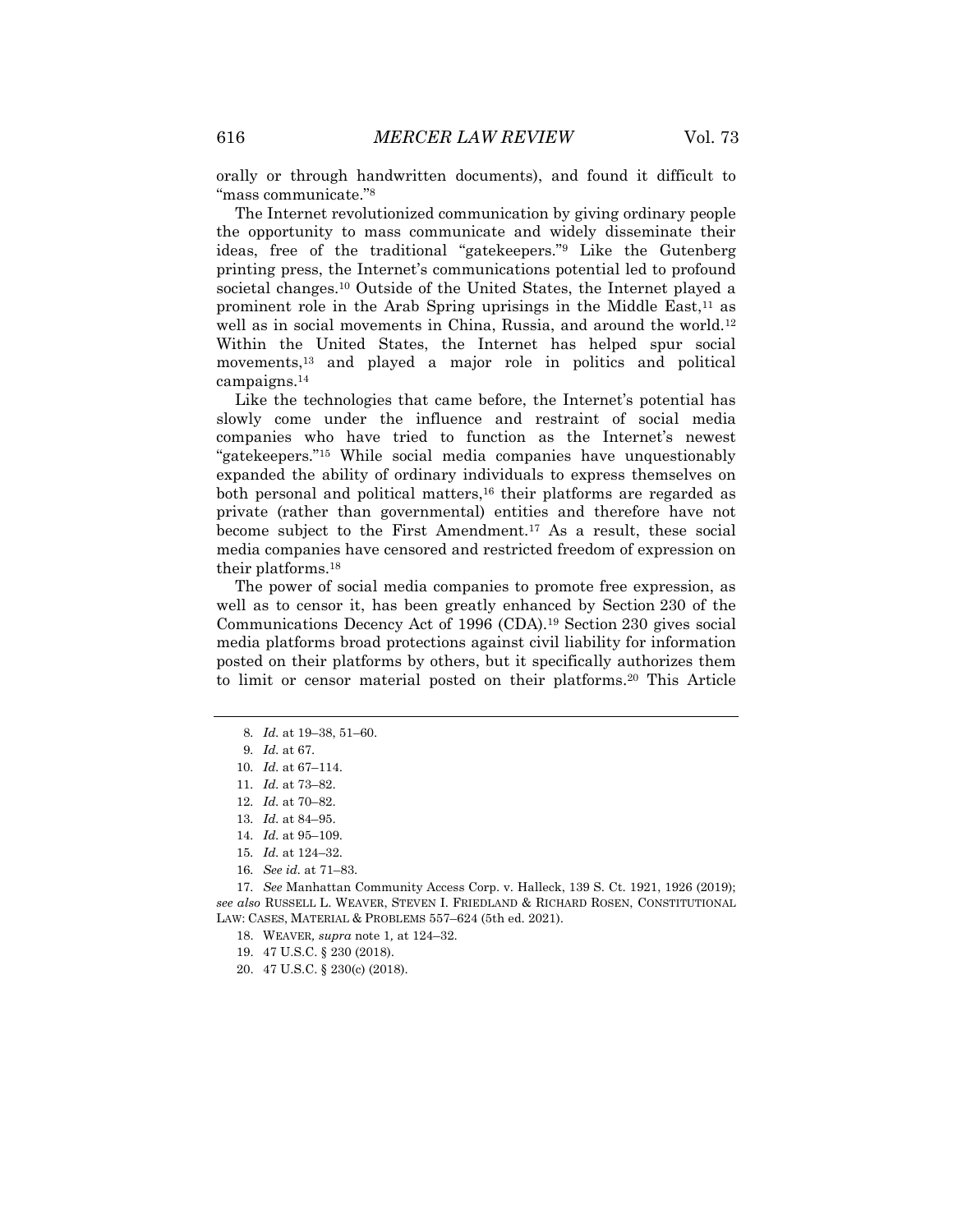orally or through handwritten documents), and found it difficult to "mass communicate."[8]

The Internet revolutionized communication by giving ordinary people the opportunity to mass communicate and widely disseminate their ideas, free of the traditional "gatekeepers."[9] Like the Gutenberg printing press, the Internet's communications potential led to profound societal changes.[10] Outside of the United States, the Internet played a prominent role in the Arab Spring uprisings in the Middle East,[11] as well as in social movements in China, Russia, and around the world.[12] Within the United States, the Internet has helped spur social movements,[13] and played a major role in politics and political campaigns.[14]

Like the technologies that came before, the Internet's potential has slowly come under the influence and restraint of social media companies who have tried to function as the Internet's newest "gatekeepers."[15] While social media companies have unquestionably expanded the ability of ordinary individuals to express themselves on both personal and political matters,[16] their platforms are regarded as private (rather than governmental) entities and therefore have not become subject to the First Amendment.[17] As a result, these social media companies have censored and restricted freedom of expression on their platforms.[18]

The power of social media companies to promote free expression, as well as to censor it, has been greatly enhanced by Section 230 of the Communications Decency Act of 1996 (CDA).[19] Section 230 gives social media platforms broad protections against civil liability for information posted on their platforms by others, but it specifically authorizes them to limit or censor material posted on their platforms.[20] This Article

---

8. *Id.* at 19–38, 51–60.

9. *Id.* at 67.

10. *Id.* at 67–114.

11. *Id.* at 73–82.

12. *Id.* at 70–82.

13. *Id.* at 84–95.

14. *Id.* at 95–109.

15. *Id.* at 124–32.

16. *See id.* at 71–83.

17. *See* Manhattan Community Access Corp. v. Halleck, 139 S. Ct. 1921, 1926 (2019); *see also* RUSSELL L. WEAVER, STEVEN I. FRIEDLAND & RICHARD ROSEN, CONSTITUTIONAL LAW: CASES, MATERIAL & PROBLEMS 557–624 (5th ed. 2021).

18. WEAVER, *supra* note 1, at 124–32.

19. 47 U.S.C. § 230 (2018).

20. 47 U.S.C. § 230(c) (2018).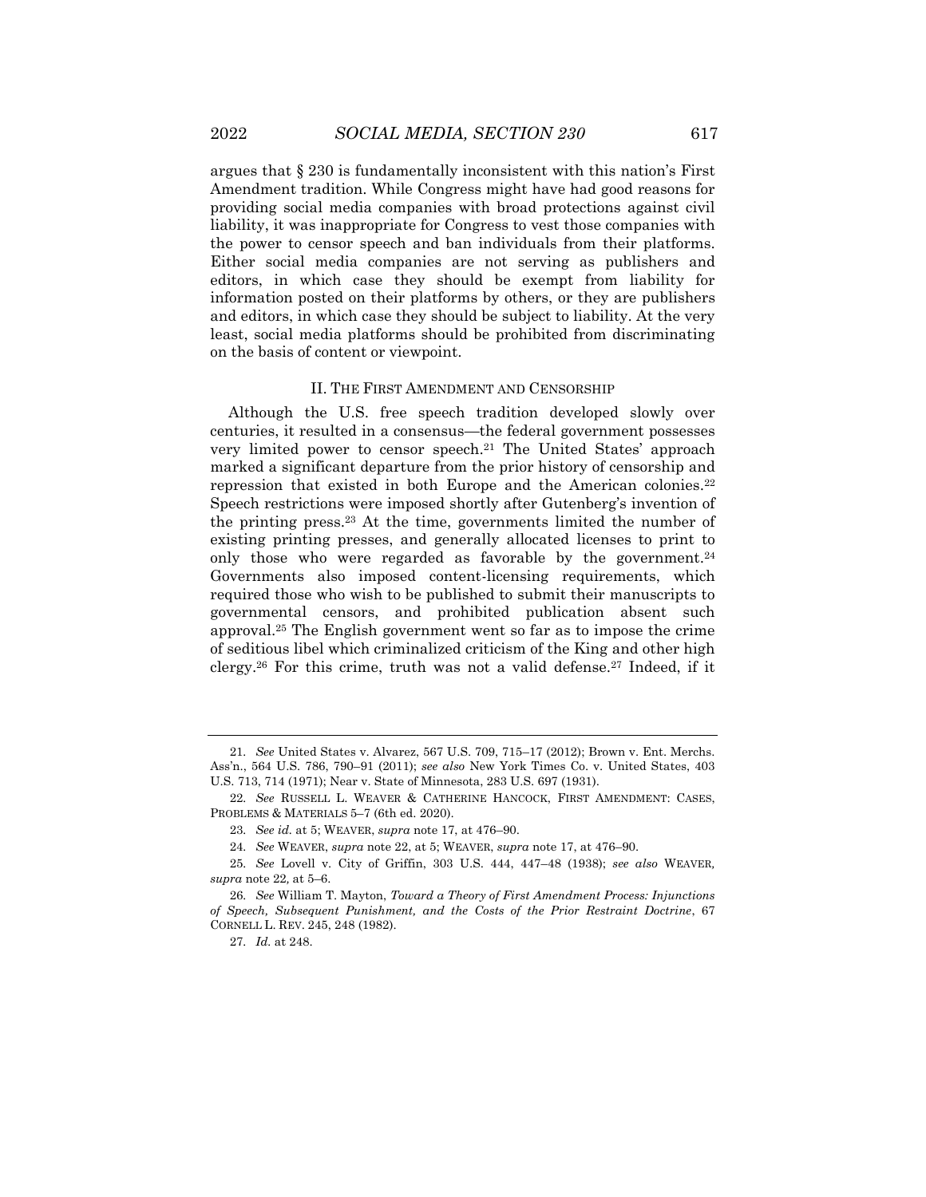argues that § 230 is fundamentally inconsistent with this nation's First Amendment tradition. While Congress might have had good reasons for providing social media companies with broad protections against civil liability, it was inappropriate for Congress to vest those companies with the power to censor speech and ban individuals from their platforms. Either social media companies are not serving as publishers and editors, in which case they should be exempt from liability for information posted on their platforms by others, or they are publishers and editors, in which case they should be subject to liability. At the very least, social media platforms should be prohibited from discriminating on the basis of content or viewpoint.

## II. THE FIRST AMENDMENT AND CENSORSHIP

Although the U.S. free speech tradition developed slowly over centuries, it resulted in a consensus—the federal government possesses very limited power to censor speech.[21] The United States' approach marked a significant departure from the prior history of censorship and repression that existed in both Europe and the American colonies.[22] Speech restrictions were imposed shortly after Gutenberg's invention of the printing press.[23] At the time, governments limited the number of existing printing presses, and generally allocated licenses to print to only those who were regarded as favorable by the government.[24] Governments also imposed content-licensing requirements, which required those who wish to be published to submit their manuscripts to governmental censors, and prohibited publication absent such approval.[25] The English government went so far as to impose the crime of seditious libel which criminalized criticism of the King and other high clergy.[26] For this crime, truth was not a valid defense.[27] Indeed, if it

---

21. *See* United States v. Alvarez, 567 U.S. 709, 715–17 (2012); Brown v. Ent. Merchs. Ass'n., 564 U.S. 786, 790–91 (2011); *see also* New York Times Co. v. United States, 403 U.S. 713, 714 (1971); Near v. State of Minnesota, 283 U.S. 697 (1931).

22. *See* RUSSELL L. WEAVER & CATHERINE HANCOCK, FIRST AMENDMENT: CASES, PROBLEMS & MATERIALS 5–7 (6th ed. 2020).

23. *See id.* at 5; WEAVER, *supra* note 17, at 476–90.

24. *See* WEAVER, *supra* note 22, at 5; WEAVER, *supra* note 17, at 476–90.

25. *See* Lovell v. City of Griffin, 303 U.S. 444, 447–48 (1938); *see also* WEAVER, *supra* note 22, at 5–6.

26. *See* William T. Mayton, *Toward a Theory of First Amendment Process: Injunctions of Speech, Subsequent Punishment, and the Costs of the Prior Restraint Doctrine*, 67 CORNELL L. REV. 245, 248 (1982).

27. *Id.* at 248.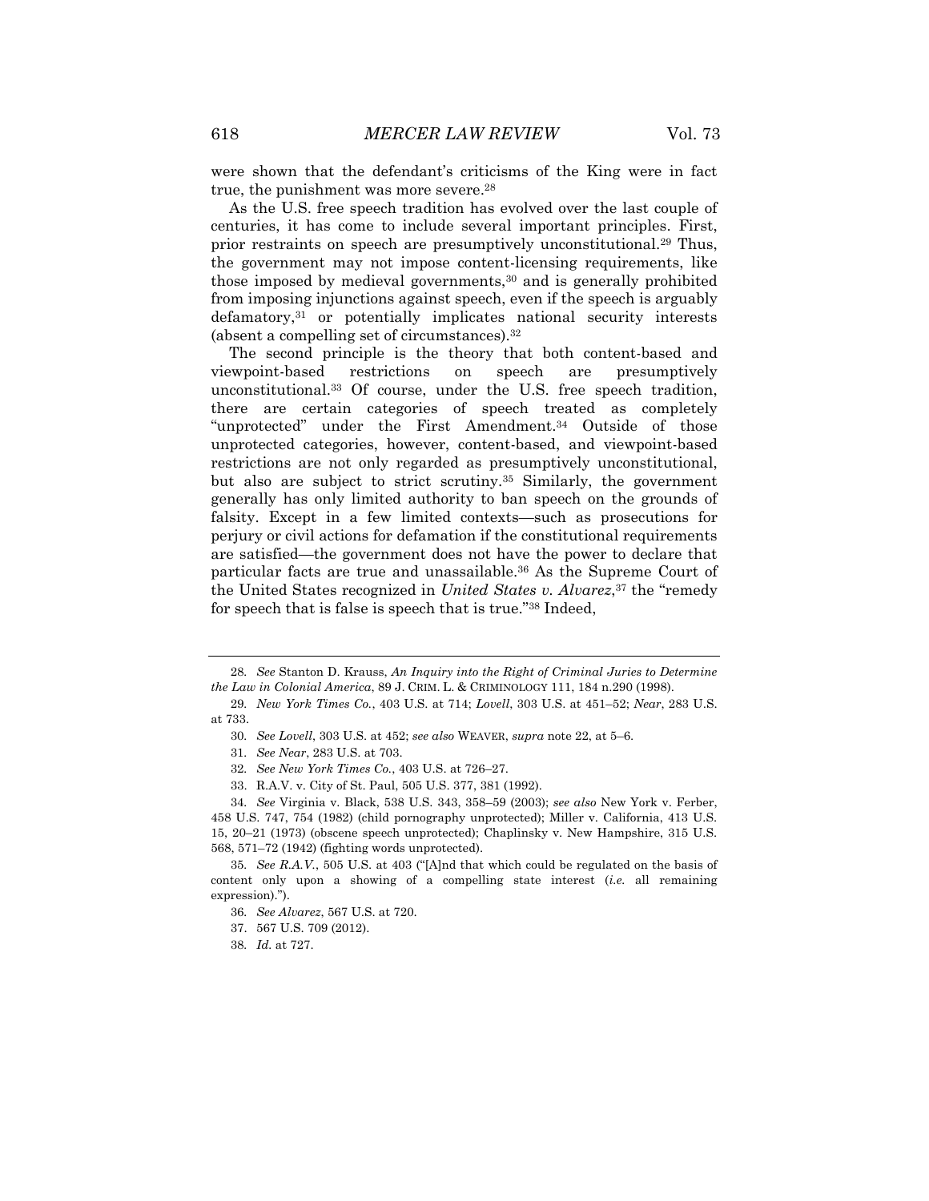were shown that the defendant's criticisms of the King were in fact true, the punishment was more severe.[28]

As the U.S. free speech tradition has evolved over the last couple of centuries, it has come to include several important principles. First, prior restraints on speech are presumptively unconstitutional.[29] Thus, the government may not impose content-licensing requirements, like those imposed by medieval governments,[30] and is generally prohibited from imposing injunctions against speech, even if the speech is arguably defamatory,[31] or potentially implicates national security interests (absent a compelling set of circumstances).[32]

The second principle is the theory that both content-based and viewpoint-based restrictions on speech are presumptively unconstitutional.[33] Of course, under the U.S. free speech tradition, there are certain categories of speech treated as completely "unprotected" under the First Amendment.[34] Outside of those unprotected categories, however, content-based, and viewpoint-based restrictions are not only regarded as presumptively unconstitutional, but also are subject to strict scrutiny.[35] Similarly, the government generally has only limited authority to ban speech on the grounds of falsity. Except in a few limited contexts—such as prosecutions for perjury or civil actions for defamation if the constitutional requirements are satisfied—the government does not have the power to declare that particular facts are true and unassailable.[36] As the Supreme Court of the United States recognized in *United States v. Alvarez*,[37] the "remedy for speech that is false is speech that is true."[38] Indeed,

---

28. *See* Stanton D. Krauss, *An Inquiry into the Right of Criminal Juries to Determine the Law in Colonial America*, 89 J. CRIM. L. & CRIMINOLOGY 111, 184 n.290 (1998).

29. *New York Times Co.*, 403 U.S. at 714; *Lovell*, 303 U.S. at 451–52; *Near*, 283 U.S. at 733.

30. *See Lovell*, 303 U.S. at 452; *see also* WEAVER, *supra* note 22, at 5–6.

31. *See Near*, 283 U.S. at 703.

32. *See New York Times Co.*, 403 U.S. at 726–27.

33. R.A.V. v. City of St. Paul, 505 U.S. 377, 381 (1992).

34. *See* Virginia v. Black, 538 U.S. 343, 358–59 (2003); *see also* New York v. Ferber, 458 U.S. 747, 754 (1982) (child pornography unprotected); Miller v. California, 413 U.S. 15, 20–21 (1973) (obscene speech unprotected); Chaplinsky v. New Hampshire, 315 U.S. 568, 571–72 (1942) (fighting words unprotected).

35. *See R.A.V.*, 505 U.S. at 403 ("[A]nd that which could be regulated on the basis of content only upon a showing of a compelling state interest (*i.e.* all remaining expression).").

36. *See Alvarez*, 567 U.S. at 720.

37. 567 U.S. 709 (2012).

38. *Id.* at 727.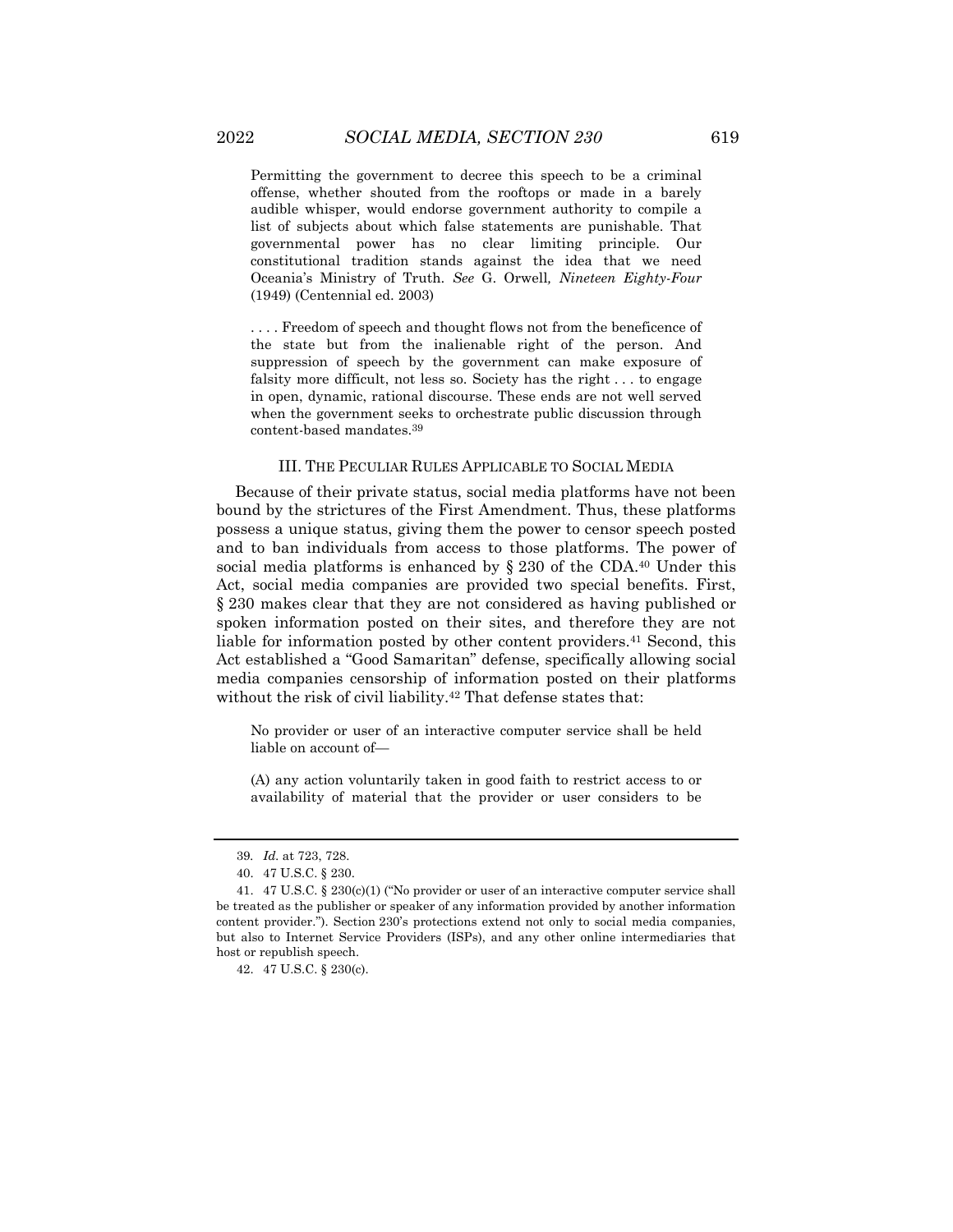> Permitting the government to decree this speech to be a criminal offense, whether shouted from the rooftops or made in a barely audible whisper, would endorse government authority to compile a list of subjects about which false statements are punishable. That governmental power has no clear limiting principle. Our constitutional tradition stands against the idea that we need Oceania's Ministry of Truth. *See* G. Orwell*, Nineteen Eighty-Four* (1949) (Centennial ed. 2003)
>
> . . . . Freedom of speech and thought flows not from the beneficence of the state but from the inalienable right of the person. And suppression of speech by the government can make exposure of falsity more difficult, not less so. Society has the right . . . to engage in open, dynamic, rational discourse. These ends are not well served when the government seeks to orchestrate public discussion through content-based mandates.[39]

### III. The Peculiar Rules Applicable to Social Media

Because of their private status, social media platforms have not been bound by the strictures of the First Amendment. Thus, these platforms possess a unique status, giving them the power to censor speech posted and to ban individuals from access to those platforms. The power of social media platforms is enhanced by § 230 of the CDA.[40] Under this Act, social media companies are provided two special benefits. First, § 230 makes clear that they are not considered as having published or spoken information posted on their sites, and therefore they are not liable for information posted by other content providers.[41] Second, this Act established a "Good Samaritan" defense, specifically allowing social media companies censorship of information posted on their platforms without the risk of civil liability.[42] That defense states that:

> No provider or user of an interactive computer service shall be held liable on account of—
>
> (A) any action voluntarily taken in good faith to restrict access to or availability of material that the provider or user considers to be

---

39. *Id.* at 723, 728.

40. 47 U.S.C. § 230.

41. 47 U.S.C. § 230(c)(1) ("No provider or user of an interactive computer service shall be treated as the publisher or speaker of any information provided by another information content provider."). Section 230's protections extend not only to social media companies, but also to Internet Service Providers (ISPs), and any other online intermediaries that host or republish speech.

42. 47 U.S.C. § 230(c).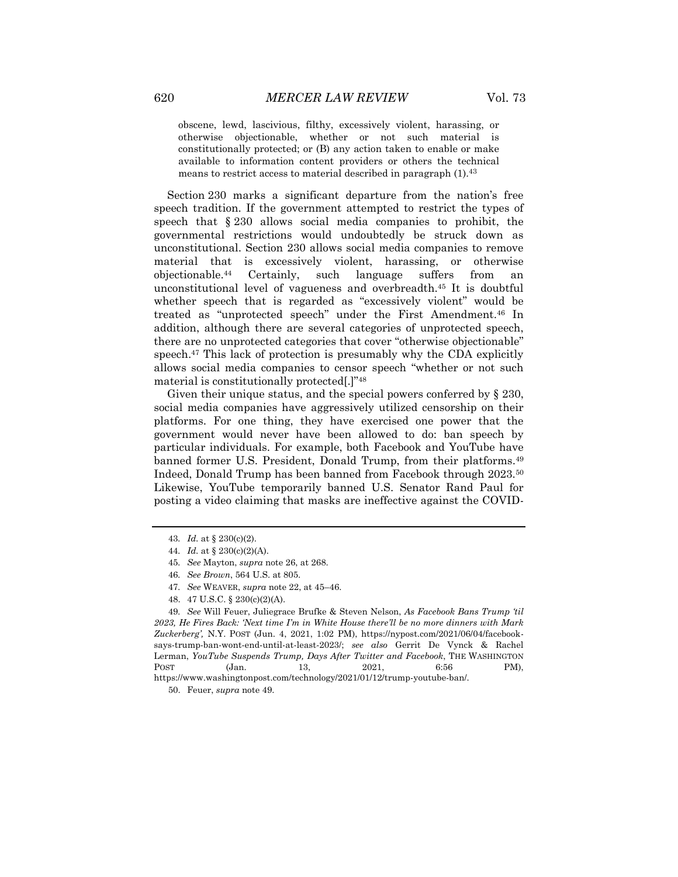> obscene, lewd, lascivious, filthy, excessively violent, harassing, or otherwise objectionable, whether or not such material is constitutionally protected; or (B) any action taken to enable or make available to information content providers or others the technical means to restrict access to material described in paragraph (1).[43]

Section 230 marks a significant departure from the nation's free speech tradition. If the government attempted to restrict the types of speech that § 230 allows social media companies to prohibit, the governmental restrictions would undoubtedly be struck down as unconstitutional. Section 230 allows social media companies to remove material that is excessively violent, harassing, or otherwise objectionable.[44] Certainly, such language suffers from an unconstitutional level of vagueness and overbreadth.[45] It is doubtful whether speech that is regarded as "excessively violent" would be treated as "unprotected speech" under the First Amendment.[46] In addition, although there are several categories of unprotected speech, there are no unprotected categories that cover "otherwise objectionable" speech.[47] This lack of protection is presumably why the CDA explicitly allows social media companies to censor speech "whether or not such material is constitutionally protected[.]"[48]

Given their unique status, and the special powers conferred by § 230, social media companies have aggressively utilized censorship on their platforms. For one thing, they have exercised one power that the government would never have been allowed to do: ban speech by particular individuals. For example, both Facebook and YouTube have banned former U.S. President, Donald Trump, from their platforms.[49] Indeed, Donald Trump has been banned from Facebook through 2023.[50] Likewise, YouTube temporarily banned U.S. Senator Rand Paul for posting a video claiming that masks are ineffective against the COVID-

---

43. *Id.* at § 230(c)(2).

44. *Id.* at § 230(c)(2)(A).

45. *See* Mayton, *supra* note 26, at 268.

46. *See Brown*, 564 U.S. at 805.

47. *See* WEAVER, *supra* note 22, at 45–46.

48. 47 U.S.C. § 230(c)(2)(A).

49. *See* Will Feuer, Juliegrace Brufke & Steven Nelson, *As Facebook Bans Trump 'til 2023, He Fires Back: 'Next time I'm in White House there'll be no more dinners with Mark Zuckerberg',* N.Y. POST (Jun. 4, 2021, 1:02 PM), https://nypost.com/2021/06/04/facebook-says-trump-ban-wont-end-until-at-least-2023/; *see also* Gerrit De Vynck & Rachel Lerman, *YouTube Suspends Trump, Days After Twitter and Facebook*, THE WASHINGTON POST (Jan. 13, 2021, 6:56 PM), https://www.washingtonpost.com/technology/2021/01/12/trump-youtube-ban/.

50. Feuer, *supra* note 49.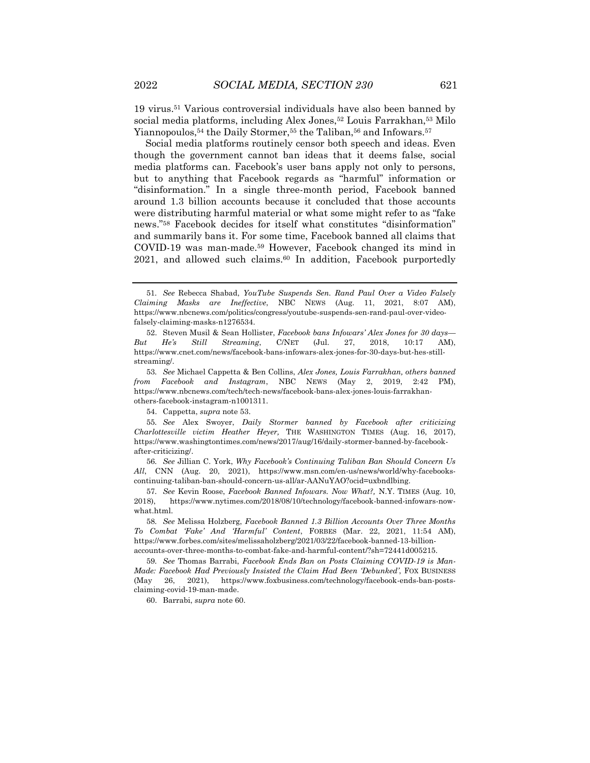19 virus.[51] Various controversial individuals have also been banned by social media platforms, including Alex Jones,[52] Louis Farrakhan,[53] Milo Yiannopoulos,[54] the Daily Stormer,[55] the Taliban,[56] and Infowars.[57]

Social media platforms routinely censor both speech and ideas. Even though the government cannot ban ideas that it deems false, social media platforms can. Facebook's user bans apply not only to persons, but to anything that Facebook regards as "harmful" information or "disinformation." In a single three-month period, Facebook banned around 1.3 billion accounts because it concluded that those accounts were distributing harmful material or what some might refer to as "fake news."[58] Facebook decides for itself what constitutes "disinformation" and summarily bans it. For some time, Facebook banned all claims that COVID-19 was man-made.[59] However, Facebook changed its mind in 2021, and allowed such claims.[60] In addition, Facebook purportedly

---

51. *See* Rebecca Shabad, *YouTube Suspends Sen. Rand Paul Over a Video Falsely Claiming Masks are Ineffective*, NBC NEWS (Aug. 11, 2021, 8:07 AM), https://www.nbcnews.com/politics/congress/youtube-suspends-sen-rand-paul-over-video-falsely-claiming-masks-n1276534.

52. Steven Musil & Sean Hollister, *Facebook bans Infowars' Alex Jones for 30 days—But He's Still Streaming*, C/NET (Jul. 27, 2018, 10:17 AM), https://www.cnet.com/news/facebook-bans-infowars-alex-jones-for-30-days-but-hes-still-streaming/.

53. *See* Michael Cappetta & Ben Collins, *Alex Jones, Louis Farrakhan, others banned from Facebook and Instagram*, NBC NEWS (May 2, 2019, 2:42 PM), https://www.nbcnews.com/tech/tech-news/facebook-bans-alex-jones-louis-farrakhan-others-facebook-instagram-n1001311.

54. Cappetta, *supra* note 53.

55. *See* Alex Swoyer, *Daily Stormer banned by Facebook after criticizing Charlottesville victim Heather Heyer,* THE WASHINGTON TIMES (Aug. 16, 2017), https://www.washingtontimes.com/news/2017/aug/16/daily-stormer-banned-by-facebook-after-criticizing/.

56. *See* Jillian C. York, *Why Facebook's Continuing Taliban Ban Should Concern Us All*, CNN (Aug. 20, 2021), https://www.msn.com/en-us/news/world/why-facebooks-continuing-taliban-ban-should-concern-us-all/ar-AANuYAO?ocid=uxbndlbing.

57. *See* Kevin Roose, *Facebook Banned Infowars. Now What?,* N.Y. TIMES (Aug. 10, 2018), https://www.nytimes.com/2018/08/10/technology/facebook-banned-infowars-now-what.html.

58. *See* Melissa Holzberg, *Facebook Banned 1.3 Billion Accounts Over Three Months To Combat 'Fake' And 'Harmful' Content*, FORBES (Mar. 22, 2021, 11:54 AM), https://www.forbes.com/sites/melissaholzberg/2021/03/22/facebook-banned-13-billion-accounts-over-three-months-to-combat-fake-and-harmful-content/?sh=72441d005215.

59. *See* Thomas Barrabi, *Facebook Ends Ban on Posts Claiming COVID-19 is Man-Made: Facebook Had Previously Insisted the Claim Had Been 'Debunked'*, FOX BUSINESS (May 26, 2021), https://www.foxbusiness.com/technology/facebook-ends-ban-posts-claiming-covid-19-man-made.

60. Barrabi, *supra* note 60.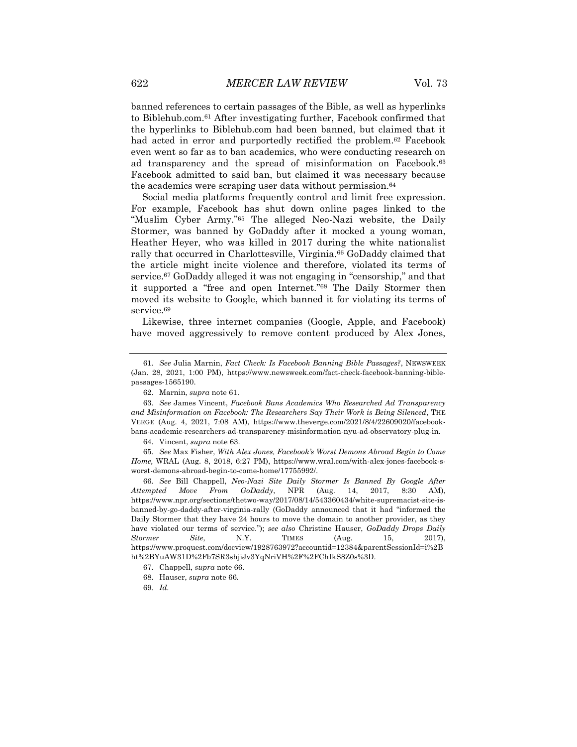banned references to certain passages of the Bible, as well as hyperlinks to Biblehub.com.[61] After investigating further, Facebook confirmed that the hyperlinks to Biblehub.com had been banned, but claimed that it had acted in error and purportedly rectified the problem.[62] Facebook even went so far as to ban academics, who were conducting research on ad transparency and the spread of misinformation on Facebook.[63] Facebook admitted to said ban, but claimed it was necessary because the academics were scraping user data without permission.[64]

Social media platforms frequently control and limit free expression. For example, Facebook has shut down online pages linked to the "Muslim Cyber Army."[65] The alleged Neo-Nazi website, the Daily Stormer, was banned by GoDaddy after it mocked a young woman, Heather Heyer, who was killed in 2017 during the white nationalist rally that occurred in Charlottesville, Virginia.[66] GoDaddy claimed that the article might incite violence and therefore, violated its terms of service.[67] GoDaddy alleged it was not engaging in "censorship," and that it supported a "free and open Internet."[68] The Daily Stormer then moved its website to Google, which banned it for violating its terms of service.[69]

Likewise, three internet companies (Google, Apple, and Facebook) have moved aggressively to remove content produced by Alex Jones,

---

61. *See* Julia Marnin, *Fact Check: Is Facebook Banning Bible Passages?*, NEWSWEEK (Jan. 28, 2021, 1:00 PM), https://www.newsweek.com/fact-check-facebook-banning-bible-passages-1565190.

62. Marnin, *supra* note 61.

63. *See* James Vincent, *Facebook Bans Academics Who Researched Ad Transparency and Misinformation on Facebook: The Researchers Say Their Work is Being Silenced*, THE VERGE (Aug. 4, 2021, 7:08 AM), https://www.theverge.com/2021/8/4/22609020/facebook-bans-academic-researchers-ad-transparency-misinformation-nyu-ad-observatory-plug-in.

64. Vincent, *supra* note 63.

65. *See* Max Fisher, *With Alex Jones, Facebook's Worst Demons Abroad Begin to Come Home,* WRAL (Aug. 8, 2018, 6:27 PM), https://www.wral.com/with-alex-jones-facebook-s-worst-demons-abroad-begin-to-come-home/17755992/.

66. *See* Bill Chappell, *Neo-Nazi Site Daily Stormer Is Banned By Google After Attempted Move From GoDaddy*, NPR (Aug. 14, 2017, 8:30 AM), https://www.npr.org/sections/thetwo-way/2017/08/14/543360434/white-supremacist-site-is-banned-by-go-daddy-after-virginia-rally (GoDaddy announced that it had "informed the Daily Stormer that they have 24 hours to move the domain to another provider, as they have violated our terms of service."); *see also* Christine Hauser, *GoDaddy Drops Daily Stormer Site*, N.Y. TIMES (Aug. 15, 2017), https://www.proquest.com/docview/1928763972?accountid=12384&parentSessionId=i%2Bht%2BYuAW31D%2Fb7SR3shjiJv3YqNriVH%2F%2FChIkS8Z0s%3D.

67. Chappell, *supra* note 66.

68. Hauser, *supra* note 66.

69. *Id.*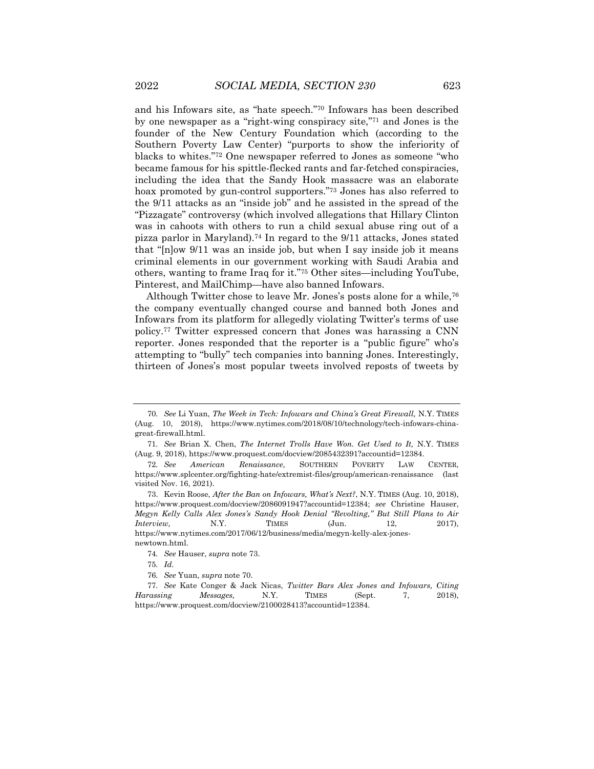and his Infowars site, as "hate speech."[70] Infowars has been described by one newspaper as a "right-wing conspiracy site,"[71] and Jones is the founder of the New Century Foundation which (according to the Southern Poverty Law Center) "purports to show the inferiority of blacks to whites."[72] One newspaper referred to Jones as someone "who became famous for his spittle-flecked rants and far-fetched conspiracies, including the idea that the Sandy Hook massacre was an elaborate hoax promoted by gun-control supporters."[73] Jones has also referred to the 9/11 attacks as an "inside job" and he assisted in the spread of the "Pizzagate" controversy (which involved allegations that Hillary Clinton was in cahoots with others to run a child sexual abuse ring out of a pizza parlor in Maryland).[74] In regard to the 9/11 attacks, Jones stated that "[n]ow 9/11 was an inside job, but when I say inside job it means criminal elements in our government working with Saudi Arabia and others, wanting to frame Iraq for it."[75] Other sites—including YouTube, Pinterest, and MailChimp—have also banned Infowars.

Although Twitter chose to leave Mr. Jones's posts alone for a while,[76] the company eventually changed course and banned both Jones and Infowars from its platform for allegedly violating Twitter's terms of use policy.[77] Twitter expressed concern that Jones was harassing a CNN reporter. Jones responded that the reporter is a "public figure" who's attempting to "bully" tech companies into banning Jones. Interestingly, thirteen of Jones's most popular tweets involved reposts of tweets by

---

70. *See* Li Yuan, *The Week in Tech: Infowars and China's Great Firewall,* N.Y. TIMES (Aug. 10, 2018), https://www.nytimes.com/2018/08/10/technology/tech-infowars-china-great-firewall.html.

71. *See* Brian X. Chen, *The Internet Trolls Have Won. Get Used to It,* N.Y. TIMES (Aug. 9, 2018), https://www.proquest.com/docview/2085432391?accountid=12384.

72. *See* *American Renaissance*, SOUTHERN POVERTY LAW CENTER, https://www.splcenter.org/fighting-hate/extremist-files/group/american-renaissance (last visited Nov. 16, 2021).

73. Kevin Roose, *After the Ban on Infowars, What's Next?*, N.Y. TIMES (Aug. 10, 2018), https://www.proquest.com/docview/2086091947?accountid=12384; *see* Christine Hauser, *Megyn Kelly Calls Alex Jones's Sandy Hook Denial "Revolting," But Still Plans to Air Interview,* N.Y. TIMES (Jun. 12, 2017), https://www.nytimes.com/2017/06/12/business/media/megyn-kelly-alex-jones-newtown.html.

74. *See* Hauser, *supra* note 73.

75. *Id.*

76. *See* Yuan, *supra* note 70.

77. *See* Kate Conger & Jack Nicas, *Twitter Bars Alex Jones and Infowars, Citing Harassing Messages,* N.Y. TIMES (Sept. 7, 2018), https://www.proquest.com/docview/2100028413?accountid=12384.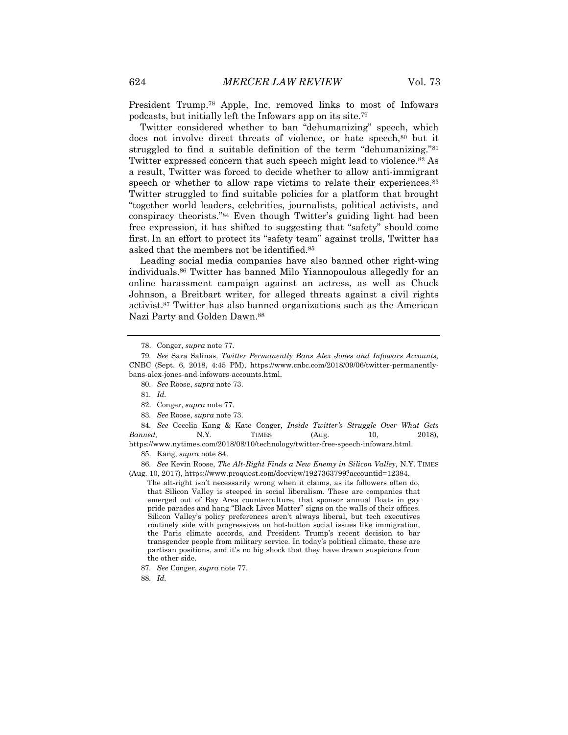President Trump.[78] Apple, Inc. removed links to most of Infowars podcasts, but initially left the Infowars app on its site.[79]

Twitter considered whether to ban "dehumanizing" speech, which does not involve direct threats of violence, or hate speech,[80] but it struggled to find a suitable definition of the term "dehumanizing."[81] Twitter expressed concern that such speech might lead to violence.[82] As a result, Twitter was forced to decide whether to allow anti-immigrant speech or whether to allow rape victims to relate their experiences.[83] Twitter struggled to find suitable policies for a platform that brought "together world leaders, celebrities, journalists, political activists, and conspiracy theorists."[84] Even though Twitter's guiding light had been free expression, it has shifted to suggesting that "safety" should come first. In an effort to protect its "safety team" against trolls, Twitter has asked that the members not be identified.[85]

Leading social media companies have also banned other right-wing individuals.[86] Twitter has banned Milo Yiannopoulous allegedly for an online harassment campaign against an actress, as well as Chuck Johnson, a Breitbart writer, for alleged threats against a civil rights activist.[87] Twitter has also banned organizations such as the American Nazi Party and Golden Dawn.[88]

---

78. Conger, *supra* note 77.

79. *See* Sara Salinas, *Twitter Permanently Bans Alex Jones and Infowars Accounts,* CNBC (Sept. 6, 2018, 4:45 PM), https://www.cnbc.com/2018/09/06/twitter-permanently-bans-alex-jones-and-infowars-accounts.html.

80. *See* Roose, *supra* note 73.

81. *Id.*

82. Conger, *supra* note 77.

83. *See* Roose, *supra* note 73.

84. *See* Cecelia Kang & Kate Conger, *Inside Twitter's Struggle Over What Gets Banned,* N.Y. TIMES (Aug. 10, 2018), https://www.nytimes.com/2018/08/10/technology/twitter-free-speech-infowars.html.

85. Kang, *supra* note 84.

86. *See* Kevin Roose, *The Alt-Right Finds a New Enemy in Silicon Valley,* N.Y. TIMES (Aug. 10, 2017), https://www.proquest.com/docview/1927363799?accountid=12384.

> The alt-right isn't necessarily wrong when it claims, as its followers often do, that Silicon Valley is steeped in social liberalism. These are companies that emerged out of Bay Area counterculture, that sponsor annual floats in gay pride parades and hang "Black Lives Matter" signs on the walls of their offices. Silicon Valley's policy preferences aren't always liberal, but tech executives routinely side with progressives on hot-button social issues like immigration, the Paris climate accords, and President Trump's recent decision to bar transgender people from military service. In today's political climate, these are partisan positions, and it's no big shock that they have drawn suspicions from the other side.

87. *See* Conger, *supra* note 77.

88. *Id.*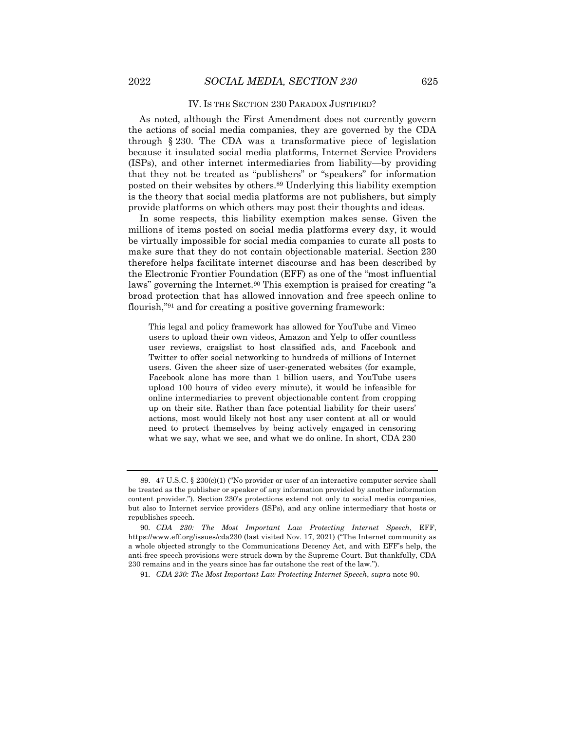## IV. IS THE SECTION 230 PARADOX JUSTIFIED?

As noted, although the First Amendment does not currently govern the actions of social media companies, they are governed by the CDA through § 230. The CDA was a transformative piece of legislation because it insulated social media platforms, Internet Service Providers (ISPs), and other internet intermediaries from liability—by providing that they not be treated as "publishers" or "speakers" for information posted on their websites by others.[89] Underlying this liability exemption is the theory that social media platforms are not publishers, but simply provide platforms on which others may post their thoughts and ideas.

In some respects, this liability exemption makes sense. Given the millions of items posted on social media platforms every day, it would be virtually impossible for social media companies to curate all posts to make sure that they do not contain objectionable material. Section 230 therefore helps facilitate internet discourse and has been described by the Electronic Frontier Foundation (EFF) as one of the "most influential laws" governing the Internet.[90] This exemption is praised for creating "a broad protection that has allowed innovation and free speech online to flourish,"[91] and for creating a positive governing framework:

> This legal and policy framework has allowed for YouTube and Vimeo users to upload their own videos, Amazon and Yelp to offer countless user reviews, craigslist to host classified ads, and Facebook and Twitter to offer social networking to hundreds of millions of Internet users. Given the sheer size of user-generated websites (for example, Facebook alone has more than 1 billion users, and YouTube users upload 100 hours of video every minute), it would be infeasible for online intermediaries to prevent objectionable content from cropping up on their site. Rather than face potential liability for their users' actions, most would likely not host any user content at all or would need to protect themselves by being actively engaged in censoring what we say, what we see, and what we do online. In short, CDA 230

---

89. 47 U.S.C. § 230(c)(1) ("No provider or user of an interactive computer service shall be treated as the publisher or speaker of any information provided by another information content provider."). Section 230's protections extend not only to social media companies, but also to Internet service providers (ISPs), and any online intermediary that hosts or republishes speech.

90. *CDA 230: The Most Important Law Protecting Internet Speech*, EFF, https://www.eff.org/issues/cda230 (last visited Nov. 17, 2021) ("The Internet community as a whole objected strongly to the Communications Decency Act, and with EFF's help, the anti-free speech provisions were struck down by the Supreme Court. But thankfully, CDA 230 remains and in the years since has far outshone the rest of the law.").

91. *CDA 230: The Most Important Law Protecting Internet Speech*, *supra* note 90.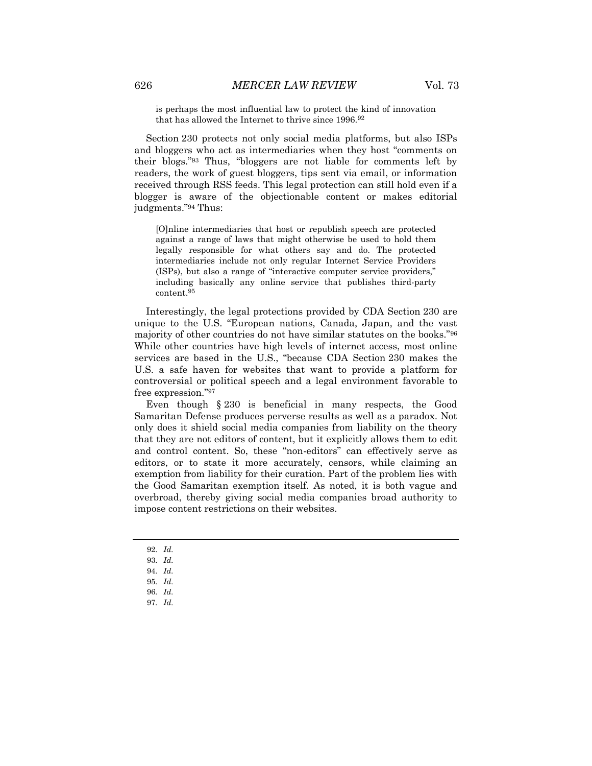> is perhaps the most influential law to protect the kind of innovation that has allowed the Internet to thrive since 1996.[92]

Section 230 protects not only social media platforms, but also ISPs and bloggers who act as intermediaries when they host "comments on their blogs."[93] Thus, "bloggers are not liable for comments left by readers, the work of guest bloggers, tips sent via email, or information received through RSS feeds. This legal protection can still hold even if a blogger is aware of the objectionable content or makes editorial judgments."[94] Thus:

> [O]nline intermediaries that host or republish speech are protected against a range of laws that might otherwise be used to hold them legally responsible for what others say and do. The protected intermediaries include not only regular Internet Service Providers (ISPs), but also a range of "interactive computer service providers," including basically any online service that publishes third-party content.[95]

Interestingly, the legal protections provided by CDA Section 230 are unique to the U.S. "European nations, Canada, Japan, and the vast majority of other countries do not have similar statutes on the books."[96] While other countries have high levels of internet access, most online services are based in the U.S., "because CDA Section 230 makes the U.S. a safe haven for websites that want to provide a platform for controversial or political speech and a legal environment favorable to free expression."[97]

Even though § 230 is beneficial in many respects, the Good Samaritan Defense produces perverse results as well as a paradox. Not only does it shield social media companies from liability on the theory that they are not editors of content, but it explicitly allows them to edit and control content. So, these "non-editors" can effectively serve as editors, or to state it more accurately, censors, while claiming an exemption from liability for their curation. Part of the problem lies with the Good Samaritan exemption itself. As noted, it is both vague and overbroad, thereby giving social media companies broad authority to impose content restrictions on their websites.

---

92. *Id.*

93. *Id.*

94. *Id.*

95. *Id.*

96. *Id.*

97. *Id.*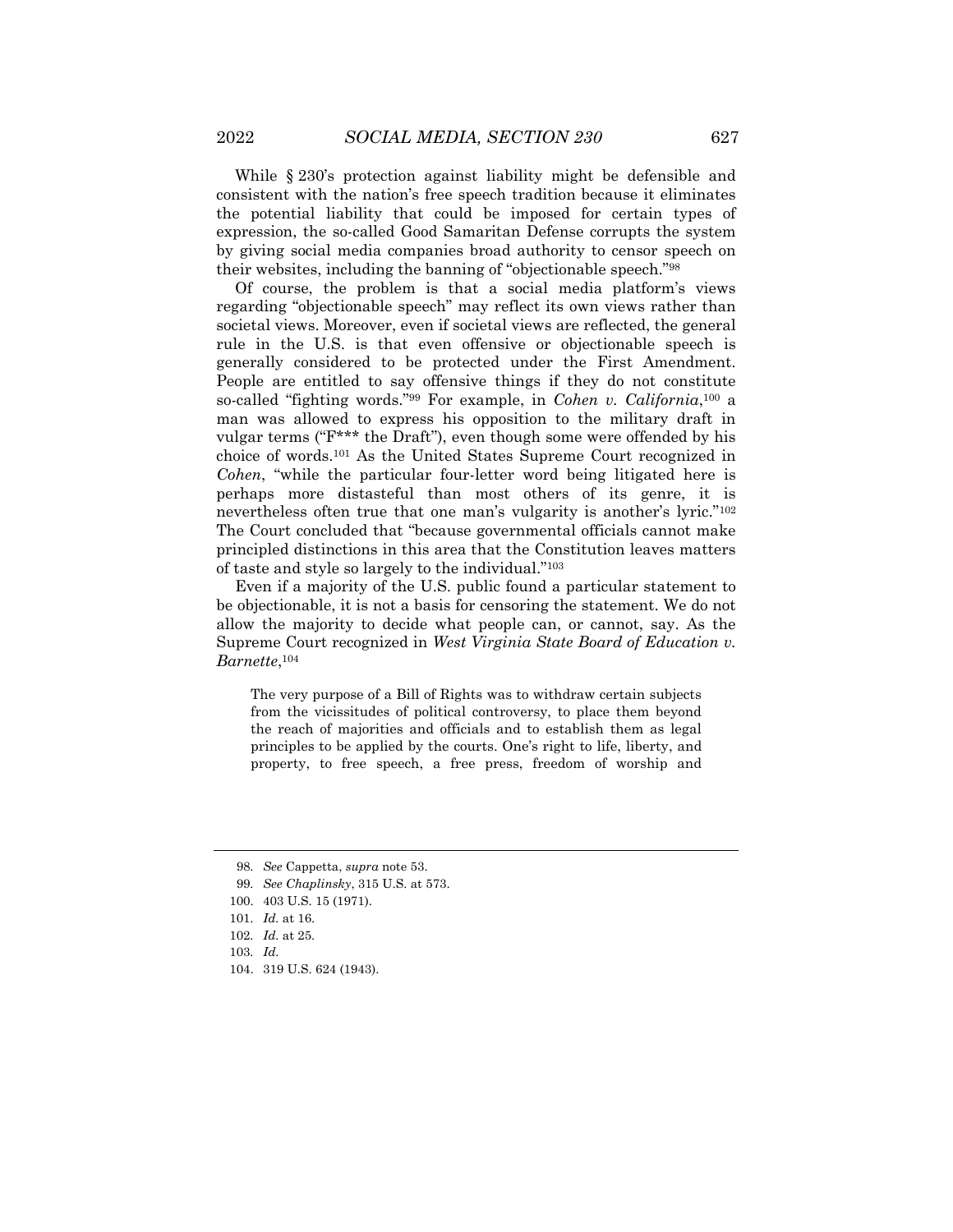While § 230's protection against liability might be defensible and consistent with the nation's free speech tradition because it eliminates the potential liability that could be imposed for certain types of expression, the so-called Good Samaritan Defense corrupts the system by giving social media companies broad authority to censor speech on their websites, including the banning of "objectionable speech."[98]

Of course, the problem is that a social media platform's views regarding "objectionable speech" may reflect its own views rather than societal views. Moreover, even if societal views are reflected, the general rule in the U.S. is that even offensive or objectionable speech is generally considered to be protected under the First Amendment. People are entitled to say offensive things if they do not constitute so-called "fighting words."[99] For example, in *Cohen v. California*,[100] a man was allowed to express his opposition to the military draft in vulgar terms ("F*** the Draft"), even though some were offended by his choice of words.[101] As the United States Supreme Court recognized in *Cohen*, "while the particular four-letter word being litigated here is perhaps more distasteful than most others of its genre, it is nevertheless often true that one man's vulgarity is another's lyric."[102] The Court concluded that "because governmental officials cannot make principled distinctions in this area that the Constitution leaves matters of taste and style so largely to the individual."[103]

Even if a majority of the U.S. public found a particular statement to be objectionable, it is not a basis for censoring the statement. We do not allow the majority to decide what people can, or cannot, say. As the Supreme Court recognized in *West Virginia State Board of Education v. Barnette*,[104]

> The very purpose of a Bill of Rights was to withdraw certain subjects from the vicissitudes of political controversy, to place them beyond the reach of majorities and officials and to establish them as legal principles to be applied by the courts. One's right to life, liberty, and property, to free speech, a free press, freedom of worship and

---

98. *See* Cappetta, *supra* note 53.
99. *See Chaplinsky*, 315 U.S. at 573.
100. 403 U.S. 15 (1971).
101. *Id.* at 16.
102. *Id.* at 25.
103. *Id.*
104. 319 U.S. 624 (1943).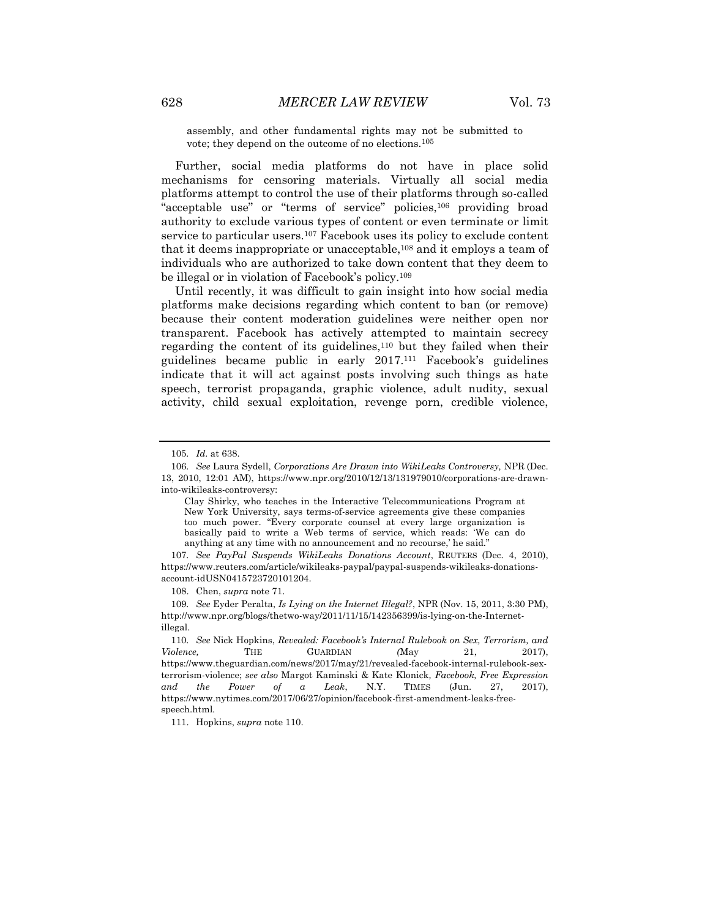assembly, and other fundamental rights may not be submitted to vote; they depend on the outcome of no elections.[105]

Further, social media platforms do not have in place solid mechanisms for censoring materials. Virtually all social media platforms attempt to control the use of their platforms through so-called "acceptable use" or "terms of service" policies,[106] providing broad authority to exclude various types of content or even terminate or limit service to particular users.[107] Facebook uses its policy to exclude content that it deems inappropriate or unacceptable,[108] and it employs a team of individuals who are authorized to take down content that they deem to be illegal or in violation of Facebook's policy.[109]

Until recently, it was difficult to gain insight into how social media platforms make decisions regarding which content to ban (or remove) because their content moderation guidelines were neither open nor transparent. Facebook has actively attempted to maintain secrecy regarding the content of its guidelines,[110] but they failed when their guidelines became public in early 2017.[111] Facebook's guidelines indicate that it will act against posts involving such things as hate speech, terrorist propaganda, graphic violence, adult nudity, sexual activity, child sexual exploitation, revenge porn, credible violence,

---

105. *Id.* at 638.

106. *See* Laura Sydell, *Corporations Are Drawn into WikiLeaks Controversy,* NPR (Dec. 13, 2010, 12:01 AM), https://www.npr.org/2010/12/13/131979010/corporations-are-drawn-into-wikileaks-controversy:

> Clay Shirky, who teaches in the Interactive Telecommunications Program at New York University, says terms-of-service agreements give these companies too much power. "Every corporate counsel at every large organization is basically paid to write a Web terms of service, which reads: 'We can do anything at any time with no announcement and no recourse,' he said."

107. *See PayPal Suspends WikiLeaks Donations Account*, REUTERS (Dec. 4, 2010), https://www.reuters.com/article/wikileaks-paypal/paypal-suspends-wikileaks-donations-account-idUSN0415723720101204.

108. Chen, *supra* note 71.

109. *See* Eyder Peralta, *Is Lying on the Internet Illegal?*, NPR (Nov. 15, 2011, 3:30 PM), http://www.npr.org/blogs/thetwo-way/2011/11/15/142356399/is-lying-on-the-Internet-illegal.

110. *See* Nick Hopkins, *Revealed: Facebook's Internal Rulebook on Sex, Terrorism, and Violence,* THE GUARDIAN (May 21, 2017), https://www.theguardian.com/news/2017/may/21/revealed-facebook-internal-rulebook-sex-terrorism-violence; *see also* Margot Kaminski & Kate Klonick, *Facebook, Free Expression and the Power of a Leak*, N.Y. TIMES (Jun. 27, 2017), https://www.nytimes.com/2017/06/27/opinion/facebook-first-amendment-leaks-free-speech.html.

111. Hopkins, *supra* note 110.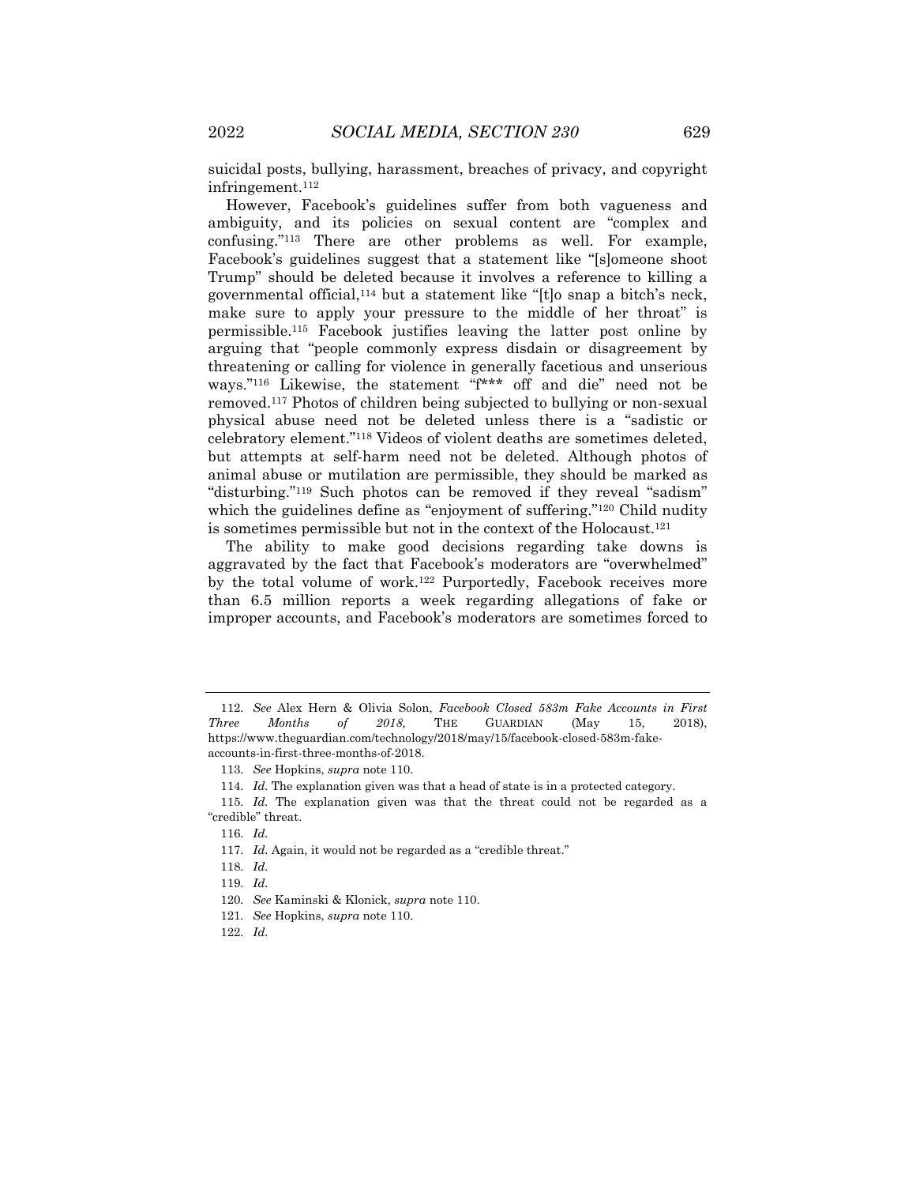suicidal posts, bullying, harassment, breaches of privacy, and copyright infringement.[112]

However, Facebook's guidelines suffer from both vagueness and ambiguity, and its policies on sexual content are "complex and confusing."[113] There are other problems as well. For example, Facebook's guidelines suggest that a statement like "[s]omeone shoot Trump" should be deleted because it involves a reference to killing a governmental official,[114] but a statement like "[t]o snap a bitch's neck, make sure to apply your pressure to the middle of her throat" is permissible.[115] Facebook justifies leaving the latter post online by arguing that "people commonly express disdain or disagreement by threatening or calling for violence in generally facetious and unserious ways."[116] Likewise, the statement "f*** off and die" need not be removed.[117] Photos of children being subjected to bullying or non-sexual physical abuse need not be deleted unless there is a "sadistic or celebratory element."[118] Videos of violent deaths are sometimes deleted, but attempts at self-harm need not be deleted. Although photos of animal abuse or mutilation are permissible, they should be marked as "disturbing."[119] Such photos can be removed if they reveal "sadism" which the guidelines define as "enjoyment of suffering."[120] Child nudity is sometimes permissible but not in the context of the Holocaust.[121]

The ability to make good decisions regarding take downs is aggravated by the fact that Facebook's moderators are "overwhelmed" by the total volume of work.[122] Purportedly, Facebook receives more than 6.5 million reports a week regarding allegations of fake or improper accounts, and Facebook's moderators are sometimes forced to

---

112. *See* Alex Hern & Olivia Solon, *Facebook Closed 583m Fake Accounts in First Three Months of 2018,* THE GUARDIAN (May 15, 2018), https://www.theguardian.com/technology/2018/may/15/facebook-closed-583m-fake-accounts-in-first-three-months-of-2018.

113. *See* Hopkins, *supra* note 110.

114. *Id.* The explanation given was that a head of state is in a protected category.

115. *Id.* The explanation given was that the threat could not be regarded as a "credible" threat.

116. *Id.*

117. *Id.* Again, it would not be regarded as a "credible threat."

118. *Id.*

119. *Id.*

120. *See* Kaminski & Klonick, *supra* note 110.

121. *See* Hopkins, *supra* note 110.

122. *Id.*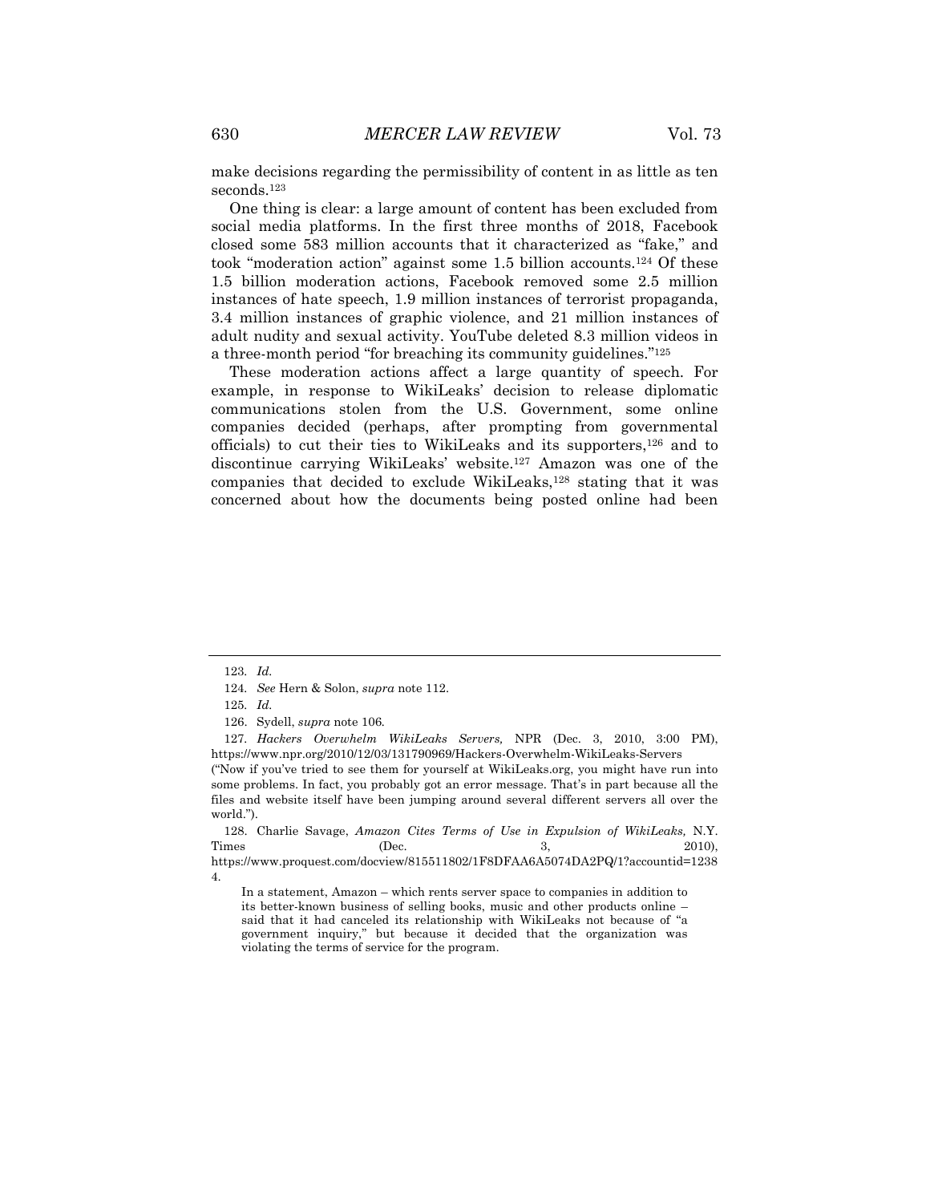make decisions regarding the permissibility of content in as little as ten seconds.[123]

One thing is clear: a large amount of content has been excluded from social media platforms. In the first three months of 2018, Facebook closed some 583 million accounts that it characterized as "fake," and took "moderation action" against some 1.5 billion accounts.[124] Of these 1.5 billion moderation actions, Facebook removed some 2.5 million instances of hate speech, 1.9 million instances of terrorist propaganda, 3.4 million instances of graphic violence, and 21 million instances of adult nudity and sexual activity. YouTube deleted 8.3 million videos in a three-month period "for breaching its community guidelines."[125]

These moderation actions affect a large quantity of speech. For example, in response to WikiLeaks' decision to release diplomatic communications stolen from the U.S. Government, some online companies decided (perhaps, after prompting from governmental officials) to cut their ties to WikiLeaks and its supporters,[126] and to discontinue carrying WikiLeaks' website.[127] Amazon was one of the companies that decided to exclude WikiLeaks,[128] stating that it was concerned about how the documents being posted online had been

---

123. *Id.*

124. *See* Hern & Solon, *supra* note 112.

125. *Id.*

126. Sydell, *supra* note 106.

127. *Hackers Overwhelm WikiLeaks Servers,* NPR (Dec. 3, 2010, 3:00 PM), https://www.npr.org/2010/12/03/131790969/Hackers-Overwhelm-WikiLeaks-Servers ("Now if you've tried to see them for yourself at WikiLeaks.org, you might have run into some problems. In fact, you probably got an error message. That's in part because all the files and website itself have been jumping around several different servers all over the world.").

128. Charlie Savage, *Amazon Cites Terms of Use in Expulsion of WikiLeaks,* N.Y. Times (Dec. 3, 2010), https://www.proquest.com/docview/815511802/1F8DFAA6A5074DA2PQ/1?accountid=12384.

> In a statement, Amazon – which rents server space to companies in addition to its better-known business of selling books, music and other products online – said that it had canceled its relationship with WikiLeaks not because of "a government inquiry," but because it decided that the organization was violating the terms of service for the program.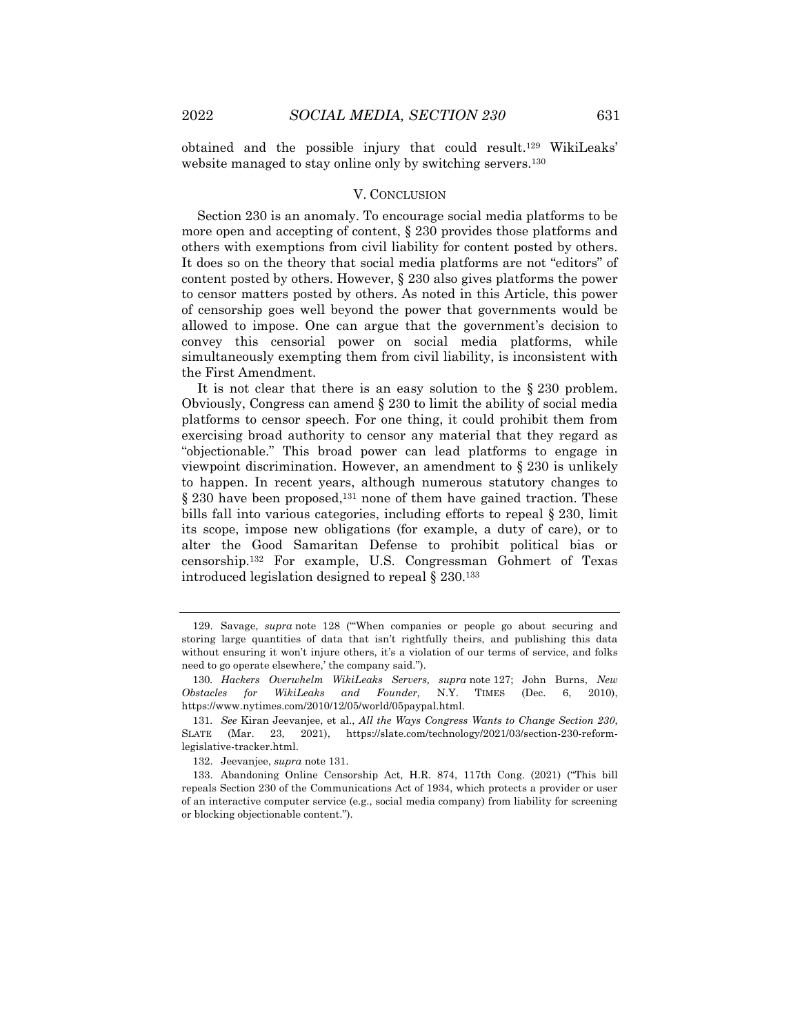obtained and the possible injury that could result.[129] WikiLeaks' website managed to stay online only by switching servers.[130]

## V. CONCLUSION

Section 230 is an anomaly. To encourage social media platforms to be more open and accepting of content, § 230 provides those platforms and others with exemptions from civil liability for content posted by others. It does so on the theory that social media platforms are not "editors" of content posted by others. However, § 230 also gives platforms the power to censor matters posted by others. As noted in this Article, this power of censorship goes well beyond the power that governments would be allowed to impose. One can argue that the government's decision to convey this censorial power on social media platforms, while simultaneously exempting them from civil liability, is inconsistent with the First Amendment.

It is not clear that there is an easy solution to the § 230 problem. Obviously, Congress can amend § 230 to limit the ability of social media platforms to censor speech. For one thing, it could prohibit them from exercising broad authority to censor any material that they regard as "objectionable." This broad power can lead platforms to engage in viewpoint discrimination. However, an amendment to § 230 is unlikely to happen. In recent years, although numerous statutory changes to § 230 have been proposed,[131] none of them have gained traction. These bills fall into various categories, including efforts to repeal § 230, limit its scope, impose new obligations (for example, a duty of care), or to alter the Good Samaritan Defense to prohibit political bias or censorship.[132] For example, U.S. Congressman Gohmert of Texas introduced legislation designed to repeal § 230.[133]

---

129. Savage, *supra* note 128 ("'When companies or people go about securing and storing large quantities of data that isn't rightfully theirs, and publishing this data without ensuring it won't injure others, it's a violation of our terms of service, and folks need to go operate elsewhere,' the company said.").

130. *Hackers Overwhelm WikiLeaks Servers, supra* note 127; John Burns, *New Obstacles for WikiLeaks and Founder,* N.Y. TIMES (Dec. 6, 2010), https://www.nytimes.com/2010/12/05/world/05paypal.html.

131. *See* Kiran Jeevanjee, et al., *All the Ways Congress Wants to Change Section 230*, SLATE (Mar. 23, 2021), https://slate.com/technology/2021/03/section-230-reform-legislative-tracker.html.

132. Jeevanjee, *supra* note 131.

133. Abandoning Online Censorship Act, H.R. 874, 117th Cong. (2021) ("This bill repeals Section 230 of the Communications Act of 1934, which protects a provider or user of an interactive computer service (e.g., social media company) from liability for screening or blocking objectionable content.").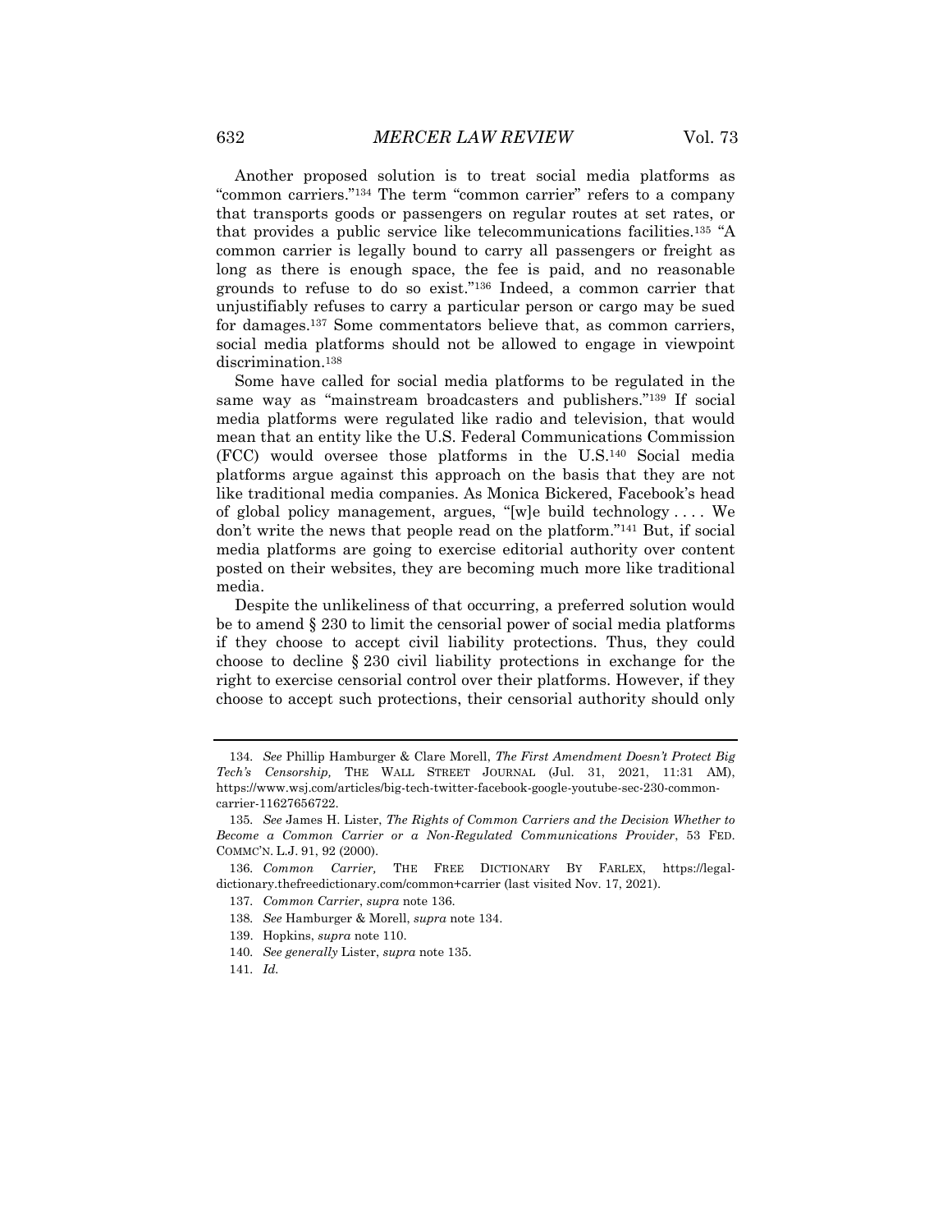Another proposed solution is to treat social media platforms as "common carriers."[134] The term "common carrier" refers to a company that transports goods or passengers on regular routes at set rates, or that provides a public service like telecommunications facilities.[135] "A common carrier is legally bound to carry all passengers or freight as long as there is enough space, the fee is paid, and no reasonable grounds to refuse to do so exist."[136] Indeed, a common carrier that unjustifiably refuses to carry a particular person or cargo may be sued for damages.[137] Some commentators believe that, as common carriers, social media platforms should not be allowed to engage in viewpoint discrimination.[138]

Some have called for social media platforms to be regulated in the same way as "mainstream broadcasters and publishers."[139] If social media platforms were regulated like radio and television, that would mean that an entity like the U.S. Federal Communications Commission (FCC) would oversee those platforms in the U.S.[140] Social media platforms argue against this approach on the basis that they are not like traditional media companies. As Monica Bickered, Facebook's head of global policy management, argues, "[w]e build technology . . . . We don't write the news that people read on the platform."[141] But, if social media platforms are going to exercise editorial authority over content posted on their websites, they are becoming much more like traditional media.

Despite the unlikeliness of that occurring, a preferred solution would be to amend § 230 to limit the censorial power of social media platforms if they choose to accept civil liability protections. Thus, they could choose to decline § 230 civil liability protections in exchange for the right to exercise censorial control over their platforms. However, if they choose to accept such protections, their censorial authority should only

---

134. *See* Phillip Hamburger & Clare Morell, *The First Amendment Doesn't Protect Big Tech's Censorship,* THE WALL STREET JOURNAL (Jul. 31, 2021, 11:31 AM), https://www.wsj.com/articles/big-tech-twitter-facebook-google-youtube-sec-230-common-carrier-11627656722.

135. *See* James H. Lister, *The Rights of Common Carriers and the Decision Whether to Become a Common Carrier or a Non-Regulated Communications Provider*, 53 FED. COMMC'N. L.J. 91, 92 (2000).

136. *Common Carrier,* THE FREE DICTIONARY BY FARLEX, https://legal-dictionary.thefreedictionary.com/common+carrier (last visited Nov. 17, 2021).

137. *Common Carrier*, *supra* note 136.

138. *See* Hamburger & Morell, *supra* note 134.

139. Hopkins, *supra* note 110.

140. *See generally* Lister, *supra* note 135.

141. *Id.*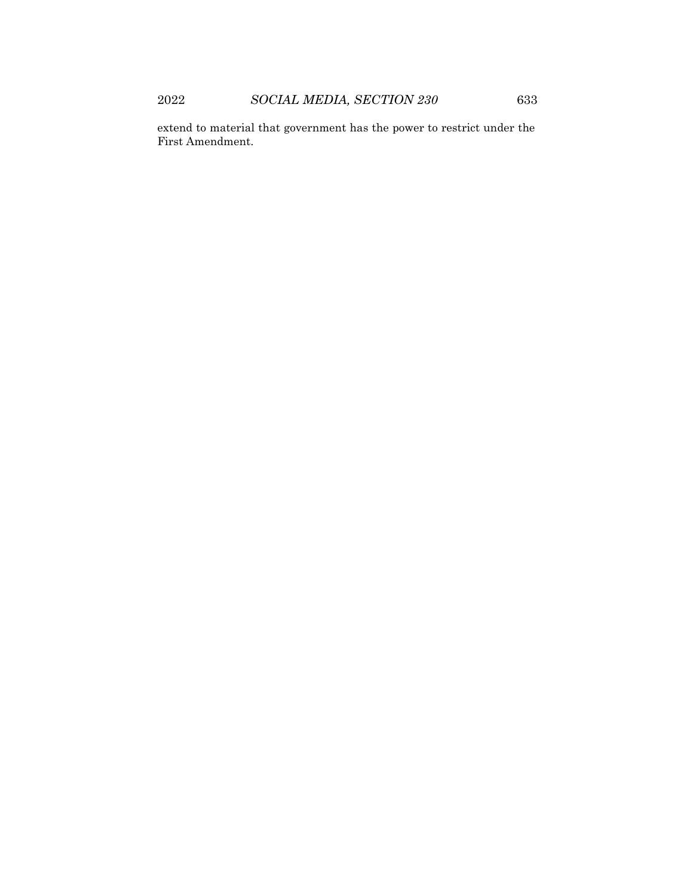extend to material that government has the power to restrict under the First Amendment.